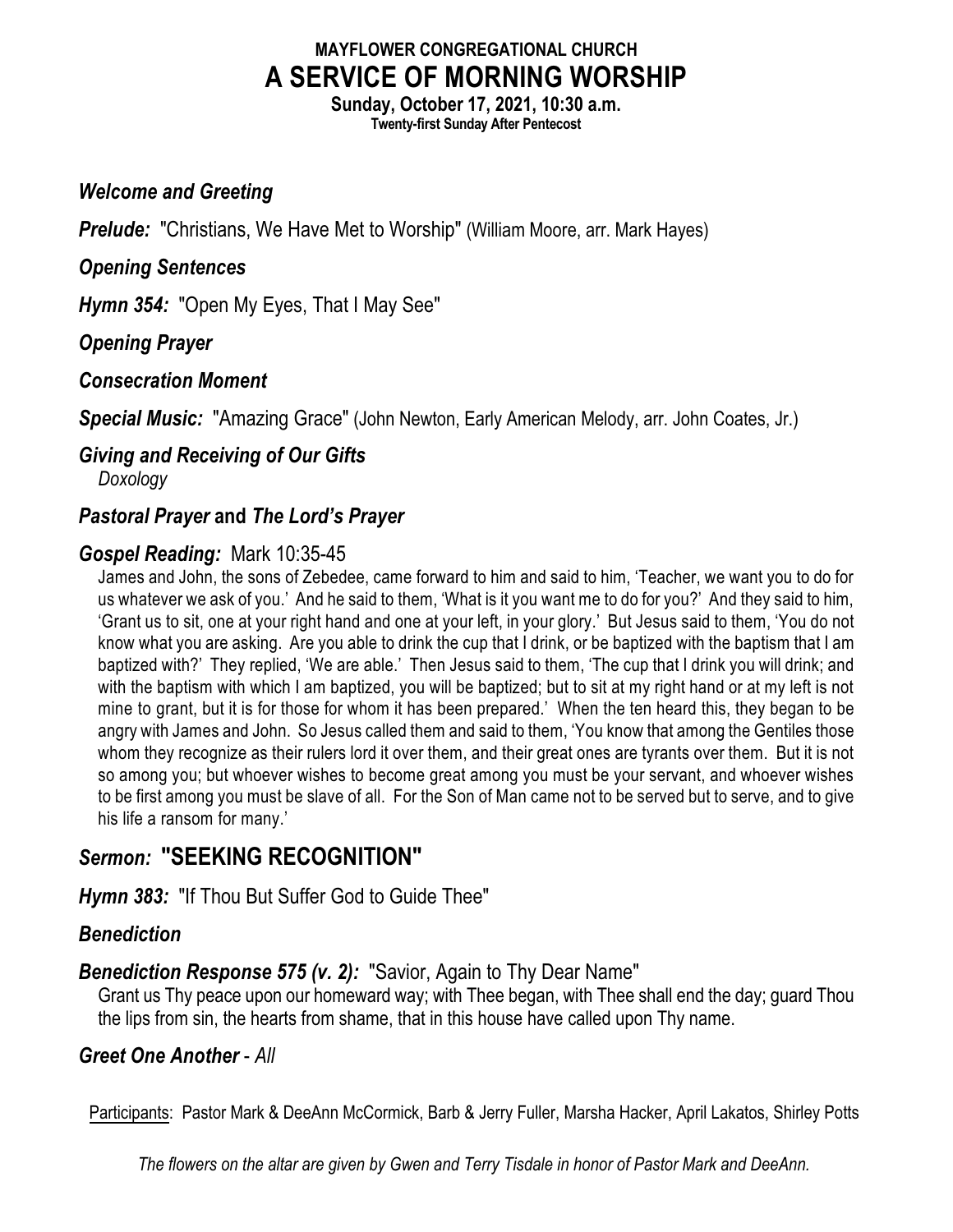**MAYFLOWER CONGREGATIONAL CHURCH**

# A SERVICE OF MORNING WORSHIP

**Sunday, October 17, 2021, 10:30 a.m.**

**Twenty-first Sunday After Pentecost**

***Welcome and Greeting***

***Prelude:*** "Christians, We Have Met to Worship" (William Moore, arr. Mark Hayes)

***Opening Sentences***

***Hymn 354:*** "Open My Eyes, That I May See"

***Opening Prayer***

***Consecration Moment***

***Special Music:*** "Amazing Grace" (John Newton, Early American Melody, arr. John Coates, Jr.)

***Giving and Receiving of Our Gifts***
*Doxology*

***Pastoral Prayer* and *The Lord's Prayer***

***Gospel Reading:*** Mark 10:35-45

James and John, the sons of Zebedee, came forward to him and said to him, 'Teacher, we want you to do for us whatever we ask of you.' And he said to them, 'What is it you want me to do for you?' And they said to him, 'Grant us to sit, one at your right hand and one at your left, in your glory.' But Jesus said to them, 'You do not know what you are asking. Are you able to drink the cup that I drink, or be baptized with the baptism that I am baptized with?' They replied, 'We are able.' Then Jesus said to them, 'The cup that I drink you will drink; and with the baptism with which I am baptized, you will be baptized; but to sit at my right hand or at my left is not mine to grant, but it is for those for whom it has been prepared.' When the ten heard this, they began to be angry with James and John. So Jesus called them and said to them, 'You know that among the Gentiles those whom they recognize as their rulers lord it over them, and their great ones are tyrants over them. But it is not so among you; but whoever wishes to become great among you must be your servant, and whoever wishes to be first among you must be slave of all. For the Son of Man came not to be served but to serve, and to give his life a ransom for many.'

***Sermon:*** **"SEEKING RECOGNITION"**

***Hymn 383:*** "If Thou But Suffer God to Guide Thee"

***Benediction***

***Benediction Response 575 (v. 2):*** "Savior, Again to Thy Dear Name"

Grant us Thy peace upon our homeward way; with Thee began, with Thee shall end the day; guard Thou the lips from sin, the hearts from shame, that in this house have called upon Thy name.

***Greet One Another*** - *All*

Participants: Pastor Mark & DeeAnn McCormick, Barb & Jerry Fuller, Marsha Hacker, April Lakatos, Shirley Potts

*The flowers on the altar are given by Gwen and Terry Tisdale in honor of Pastor Mark and DeeAnn.*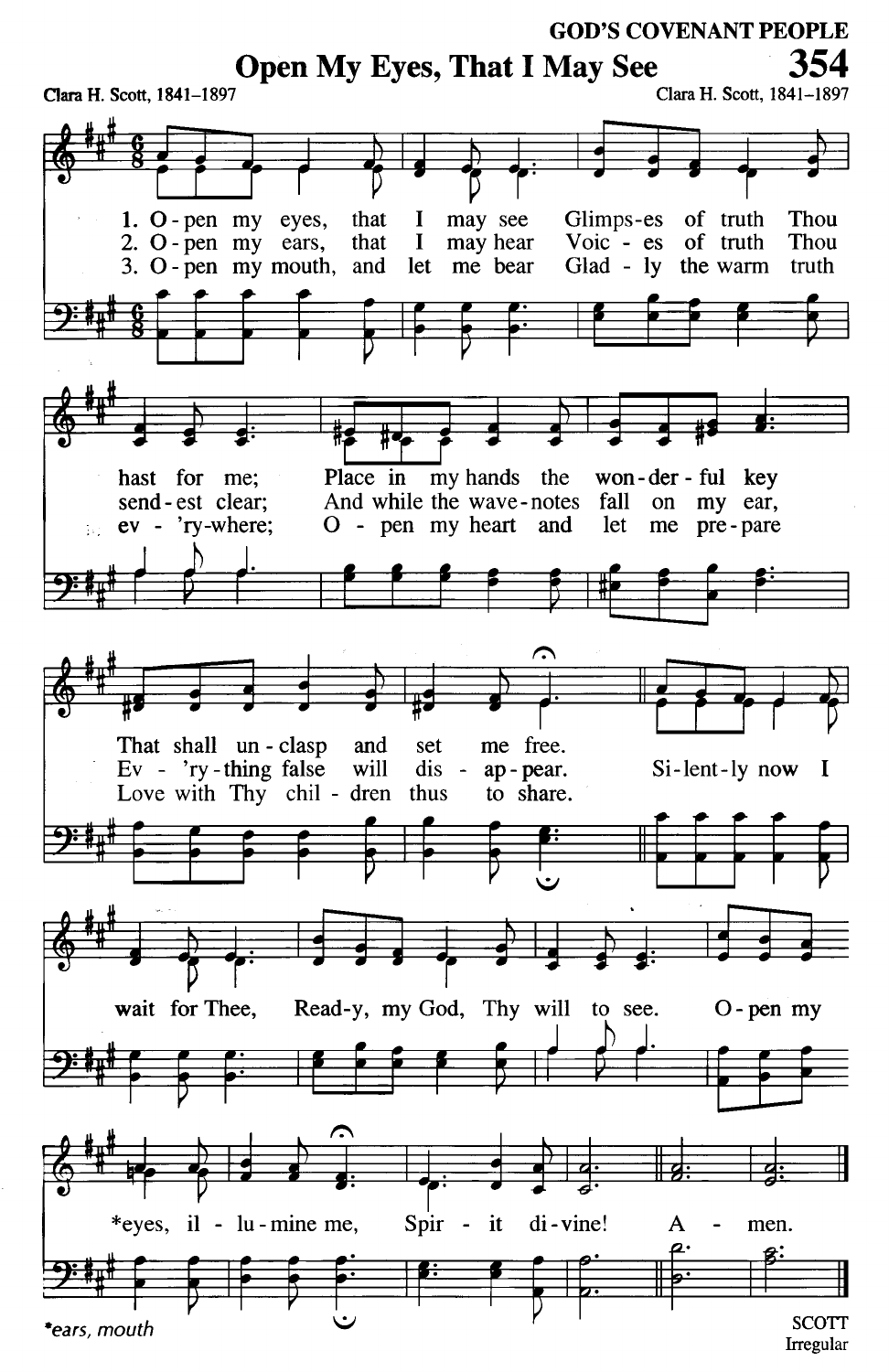# 354 Open My Eyes, That I May See

Clara H. Scott, 1841–1897 | Clara H. Scott, 1841–1897

1. Open my eyes, that I may see
Glimpses of truth Thou hast for me;
Place in my hands the wonderful key
That shall unclasp and set me free.

2. Open my ears, that I may hear
Voices of truth Thou sendest clear;
And while the wave-notes fall on my ear,
Ev'rything false will disappear.

3. Open my mouth, and let me bear
Gladly the warm truth ev'rywhere;
Open my heart and let me prepare
Love with Thy children thus to share.

*Refrain:*
Silently now I wait for Thee,
Ready, my God, Thy will to see.
Open my *eyes, illumine me,
Spirit divine! Amen.

*ears, mouth

SCOTT
Irregular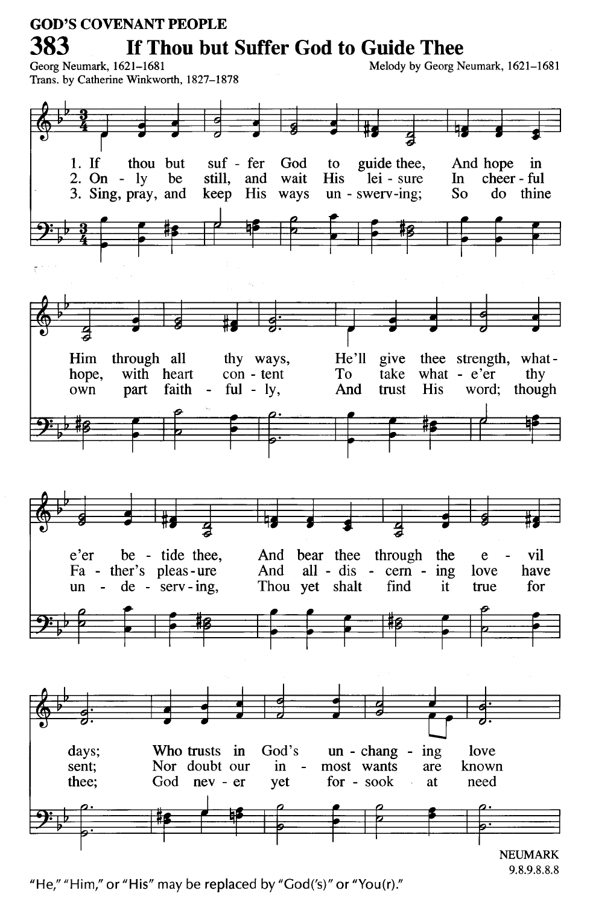GOD'S COVENANT PEOPLE

# 383 If Thou but Suffer God to Guide Thee

Georg Neumark, 1621–1681
Trans. by Catherine Winkworth, 1827–1878

Melody by Georg Neumark, 1621–1681

1. If thou but suffer God to guide thee, And hope in Him through all thy ways, He'll give thee strength, whate'er betide thee, And bear thee through the evil days; Who trusts in God's unchanging love

2. Only be still, and wait His leisure In cheerful hope, with heart content To take whate'er thy Father's pleasure And all-discerning love have sent; Nor doubt our inmost wants are known

3. Sing, pray, and keep His ways unswerving; So do thine own part faithfully, And trust His word; though undeserving, Thou yet shalt find it true for thee; God never yet forsook at need

NEUMARK
9.8.9.8.8.8

"He," "Him," or "His" may be replaced by "God('s)" or "You(r)."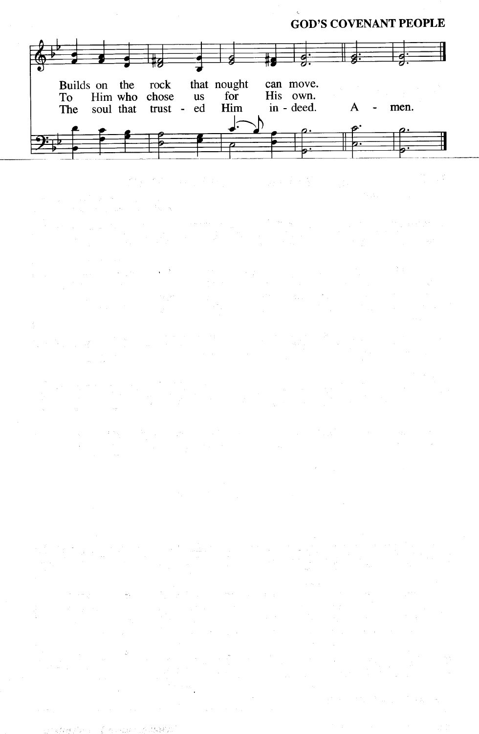Builds on the rock that nought can move.
To Him who chose us for His own.
The soul that trust - ed Him in - deed. A - men.